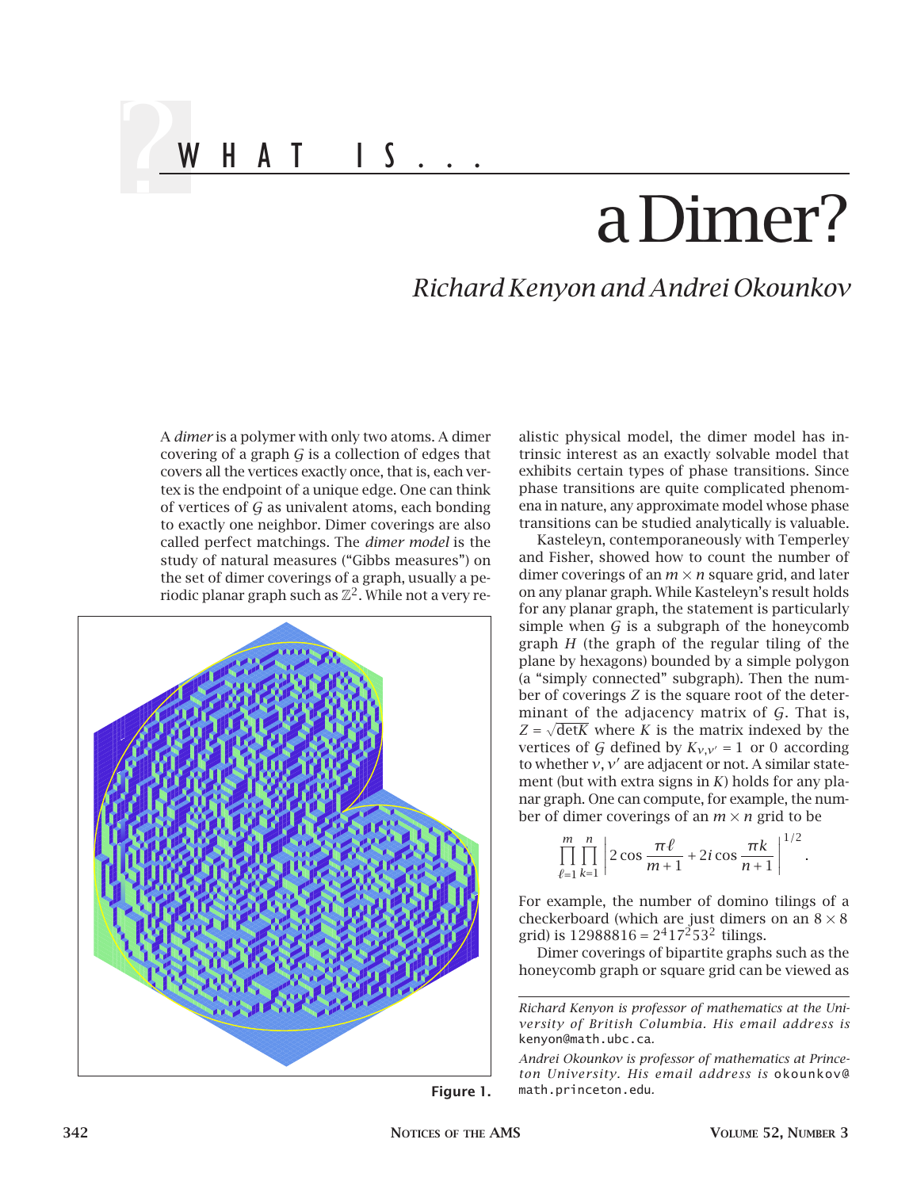# WHAT IS...

# a Dimer?

*Richard Kenyon and Andrei Okounkov*

A *dimer* is a polymer with only two atoms. A dimer covering of a graph $\mathcal{G}$ is a collection of edges that covers all the vertices exactly once, that is, each vertex is the endpoint of a unique edge. One can think of vertices of $\mathcal{G}$ as univalent atoms, each bonding to exactly one neighbor. Dimer coverings are also called perfect matchings. The *dimer model* is the study of natural measures ("Gibbs measures") on the set of dimer coverings of a graph, usually a periodic planar graph such as $\mathbb{Z}^2$. While not a very realistic physical model, the dimer model has intrinsic interest as an exactly solvable model that exhibits certain types of phase transitions. Since phase transitions are quite complicated phenomena in nature, any approximate model whose phase transitions can be studied analytically is valuable.

Figure 1.

Kasteleyn, contemporaneously with Temperley and Fisher, showed how to count the number of dimer coverings of an $m \times n$ square grid, and later on any planar graph. While Kasteleyn's result holds for any planar graph, the statement is particularly simple when $\mathcal{G}$ is a subgraph of the honeycomb graph $H$ (the graph of the regular tiling of the plane by hexagons) bounded by a simple polygon (a "simply connected" subgraph). Then the number of coverings $Z$ is the square root of the determinant of the adjacency matrix of $\mathcal{G}$. That is, $Z = \sqrt{\det K}$ where $K$ is the matrix indexed by the vertices of $\mathcal{G}$ defined by $K_{v,v'} = 1$ or 0 according to whether $v, v'$ are adjacent or not. A similar statement (but with extra signs in $K$) holds for any planar graph. One can compute, for example, the number of dimer coverings of an $m \times n$ grid to be

$$\prod_{\ell=1}^{m} \prod_{k=1}^{n} \left| 2 \cos \frac{\pi \ell}{m+1} + 2i \cos \frac{\pi k}{n+1} \right|^{1/2}.$$

For example, the number of domino tilings of a checkerboard (which are just dimers on an $8 \times 8$ grid) is $12988816 = 2^4 17^2 53^2$ tilings.

Dimer coverings of bipartite graphs such as the honeycomb graph or square grid can be viewed as

---

*Richard Kenyon is professor of mathematics at the University of British Columbia. His email address is* kenyon@math.ubc.ca.

*Andrei Okounkov is professor of mathematics at Princeton University. His email address is* okounkov@math.princeton.edu.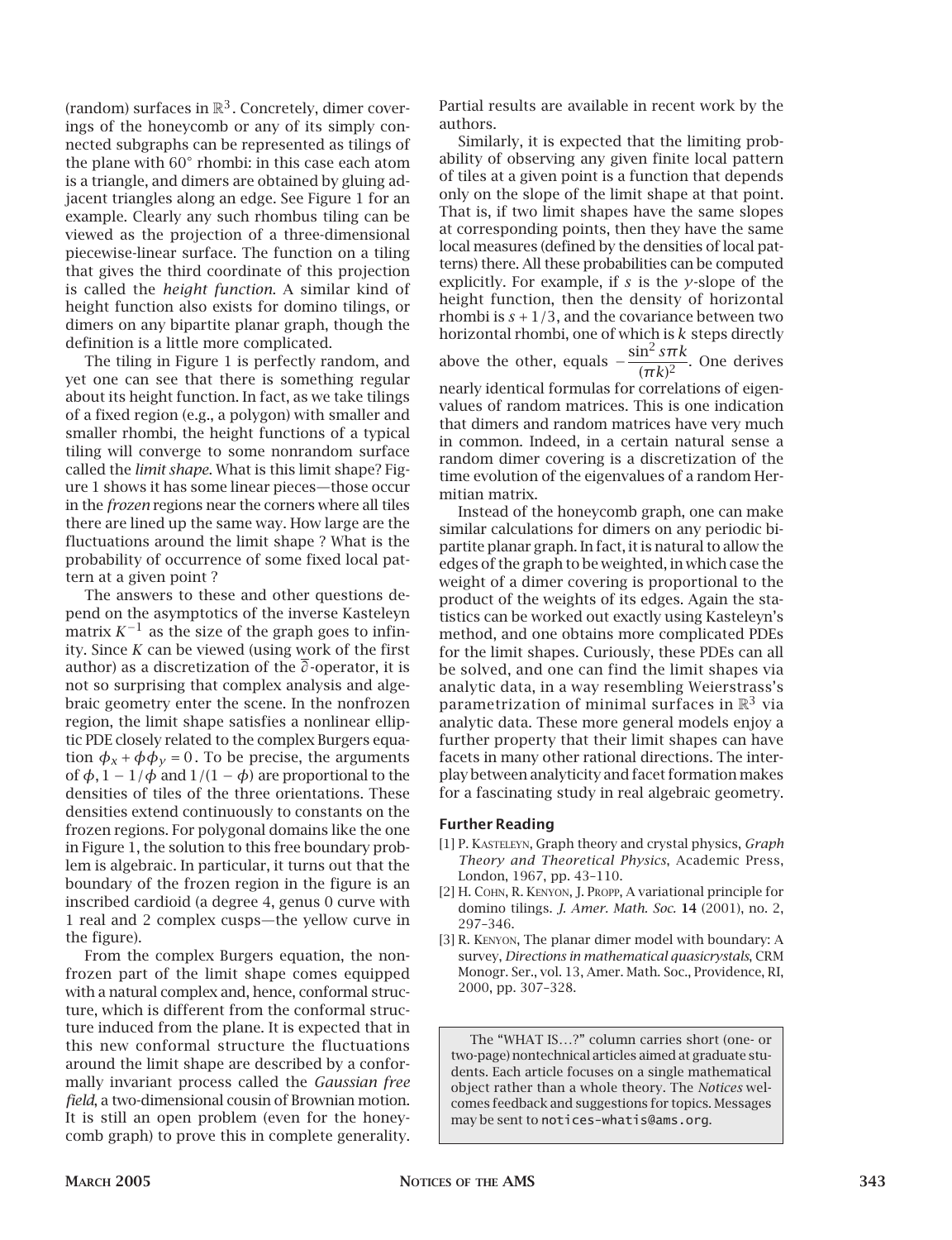(random) surfaces in $\mathbb{R}^3$. Concretely, dimer coverings of the honeycomb or any of its simply connected subgraphs can be represented as tilings of the plane with $60^\circ$ rhombi: in this case each atom is a triangle, and dimers are obtained by gluing adjacent triangles along an edge. See Figure 1 for an example. Clearly any such rhombus tiling can be viewed as the projection of a three-dimensional piecewise-linear surface. The function on a tiling that gives the third coordinate of this projection is called the *height function*. A similar kind of height function also exists for domino tilings, or dimers on any bipartite planar graph, though the definition is a little more complicated.

The tiling in Figure 1 is perfectly random, and yet one can see that there is something regular about its height function. In fact, as we take tilings of a fixed region (e.g., a polygon) with smaller and smaller rhombi, the height functions of a typical tiling will converge to some nonrandom surface called the *limit shape*. What is this limit shape? Figure 1 shows it has some linear pieces—those occur in the *frozen* regions near the corners where all tiles there are lined up the same way. How large are the fluctuations around the limit shape ? What is the probability of occurrence of some fixed local pattern at a given point ?

The answers to these and other questions depend on the asymptotics of the inverse Kasteleyn matrix $K^{-1}$ as the size of the graph goes to infinity. Since $K$ can be viewed (using work of the first author) as a discretization of the $\bar{\partial}$-operator, it is not so surprising that complex analysis and algebraic geometry enter the scene. In the nonfrozen region, the limit shape satisfies a nonlinear elliptic PDE closely related to the complex Burgers equation $\phi_x + \phi\phi_y = 0$. To be precise, the arguments of $\phi, 1 - 1/\phi$ and $1/(1-\phi)$ are proportional to the densities of tiles of the three orientations. These densities extend continuously to constants on the frozen regions. For polygonal domains like the one in Figure 1, the solution to this free boundary problem is algebraic. In particular, it turns out that the boundary of the frozen region in the figure is an inscribed cardioid (a degree 4, genus 0 curve with 1 real and 2 complex cusps—the yellow curve in the figure).

From the complex Burgers equation, the nonfrozen part of the limit shape comes equipped with a natural complex and, hence, conformal structure, which is different from the conformal structure induced from the plane. It is expected that in this new conformal structure the fluctuations around the limit shape are described by a conformally invariant process called the *Gaussian free field*, a two-dimensional cousin of Brownian motion. It is still an open problem (even for the honeycomb graph) to prove this in complete generality. Partial results are available in recent work by the authors.

Similarly, it is expected that the limiting probability of observing any given finite local pattern of tiles at a given point is a function that depends only on the slope of the limit shape at that point. That is, if two limit shapes have the same slopes at corresponding points, then they have the same local measures (defined by the densities of local patterns) there. All these probabilities can be computed explicitly. For example, if $s$ is the $y$-slope of the height function, then the density of horizontal rhombi is $s + 1/3$, and the covariance between two horizontal rhombi, one of which is $k$ steps directly above the other, equals $-\frac{\sin^2 s\pi k}{(\pi k)^2}$. One derives nearly identical formulas for correlations of eigenvalues of random matrices. This is one indication that dimers and random matrices have very much in common. Indeed, in a certain natural sense a random dimer covering is a discretization of the time evolution of the eigenvalues of a random Hermitian matrix.

Instead of the honeycomb graph, one can make similar calculations for dimers on any periodic bipartite planar graph. In fact, it is natural to allow the edges of the graph to be weighted, in which case the weight of a dimer covering is proportional to the product of the weights of its edges. Again the statistics can be worked out exactly using Kasteleyn's method, and one obtains more complicated PDEs for the limit shapes. Curiously, these PDEs can all be solved, and one can find the limit shapes via analytic data, in a way resembling Weierstrass's parametrization of minimal surfaces in $\mathbb{R}^3$ via analytic data. These more general models enjoy a further property that their limit shapes can have facets in many other rational directions. The interplay between analyticity and facet formation makes for a fascinating study in real algebraic geometry.

## Further Reading

[1] P. Kasteleyn, Graph theory and crystal physics, *Graph Theory and Theoretical Physics*, Academic Press, London, 1967, pp. 43–110.

[2] H. Cohn, R. Kenyon, J. Propp, A variational principle for domino tilings. *J. Amer. Math. Soc.* **14** (2001), no. 2, 297–346.

[3] R. Kenyon, The planar dimer model with boundary: A survey, *Directions in mathematical quasicrystals*, CRM Monogr. Ser., vol. 13, Amer. Math. Soc., Providence, RI, 2000, pp. 307–328.

The "WHAT IS…?" column carries short (one- or two-page) nontechnical articles aimed at graduate students. Each article focuses on a single mathematical object rather than a whole theory. The *Notices* welcomes feedback and suggestions for topics. Messages may be sent to notices-whatis@ams.org.